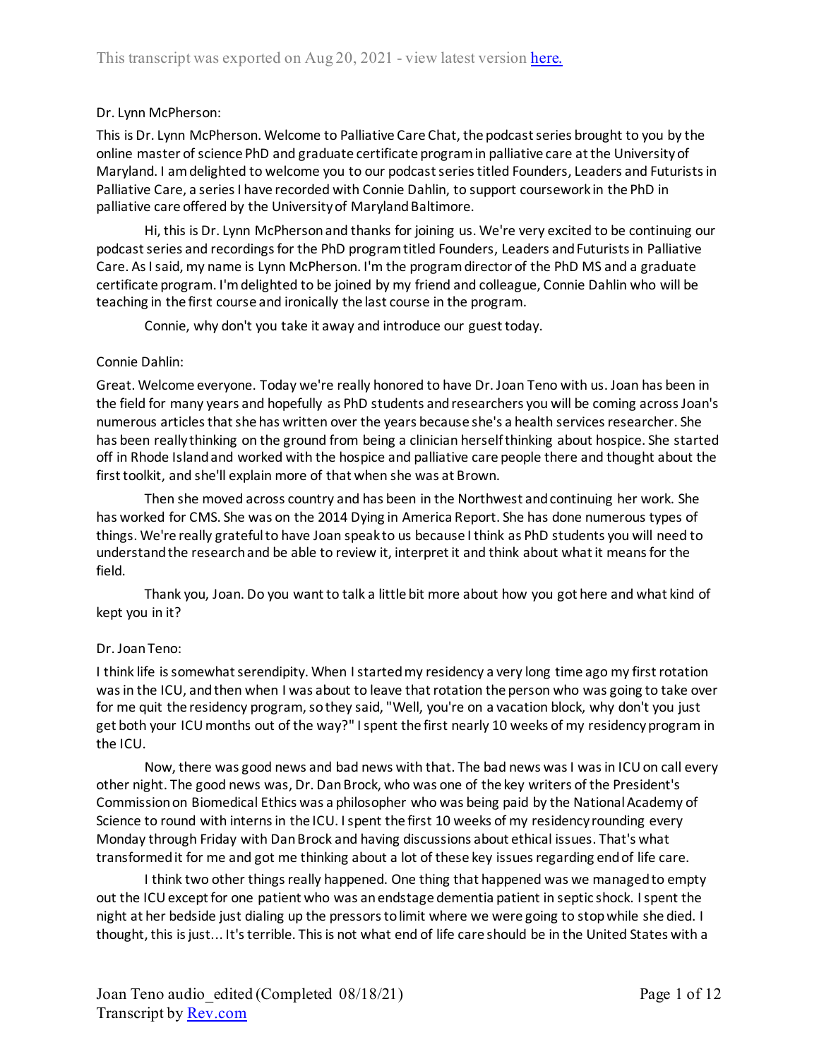Dr. Lynn McPherson:

This is Dr. Lynn McPherson. Welcome to Palliative Care Chat, the podcast series brought to you by the online master of science PhD and graduate certificate program in palliative care at the University of Maryland. I am delighted to welcome you to our podcast series titled Founders, Leaders and Futurists in Palliative Care, a series I have recorded with Connie Dahlin, to support coursework in the PhD in palliative care offered by the University of Maryland Baltimore.

Hi, this is Dr. Lynn McPherson and thanks for joining us. We're very excited to be continuing our podcast series and recordings for the PhD program titled Founders, Leaders and Futurists in Palliative Care. As I said, my name is Lynn McPherson. I'm the program director of the PhD MS and a graduate certificate program. I'm delighted to be joined by my friend and colleague, Connie Dahlin who will be teaching in the first course and ironically the last course in the program.

Connie, why don't you take it away and introduce our guest today.

Connie Dahlin:

Great. Welcome everyone. Today we're really honored to have Dr. Joan Teno with us. Joan has been in the field for many years and hopefully as PhD students and researchers you will be coming across Joan's numerous articles that she has written over the years because she's a health services researcher. She has been really thinking on the ground from being a clinician herself thinking about hospice. She started off in Rhode Island and worked with the hospice and palliative care people there and thought about the first toolkit, and she'll explain more of that when she was at Brown.

Then she moved across country and has been in the Northwest and continuing her work. She has worked for CMS. She was on the 2014 Dying in America Report. She has done numerous types of things. We're really grateful to have Joan speak to us because I think as PhD students you will need to understand the research and be able to review it, interpret it and think about what it means for the field.

Thank you, Joan. Do you want to talk a little bit more about how you got here and what kind of kept you in it?

Dr. Joan Teno:

I think life is somewhat serendipity. When I started my residency a very long time ago my first rotation was in the ICU, and then when I was about to leave that rotation the person who was going to take over for me quit the residency program, so they said, "Well, you're on a vacation block, why don't you just get both your ICU months out of the way?" I spent the first nearly 10 weeks of my residency program in the ICU.

Now, there was good news and bad news with that. The bad news was I was in ICU on call every other night. The good news was, Dr. Dan Brock, who was one of the key writers of the President's Commission on Biomedical Ethics was a philosopher who was being paid by the National Academy of Science to round with interns in the ICU. I spent the first 10 weeks of my residency rounding every Monday through Friday with Dan Brock and having discussions about ethical issues. That's what transformed it for me and got me thinking about a lot of these key issues regarding end of life care.

I think two other things really happened. One thing that happened was we managed to empty out the ICU except for one patient who was an endstage dementia patient in septic shock. I spent the night at her bedside just dialing up the pressors to limit where we were going to stop while she died. I thought, this is just... It's terrible. This is not what end of life care should be in the United States with a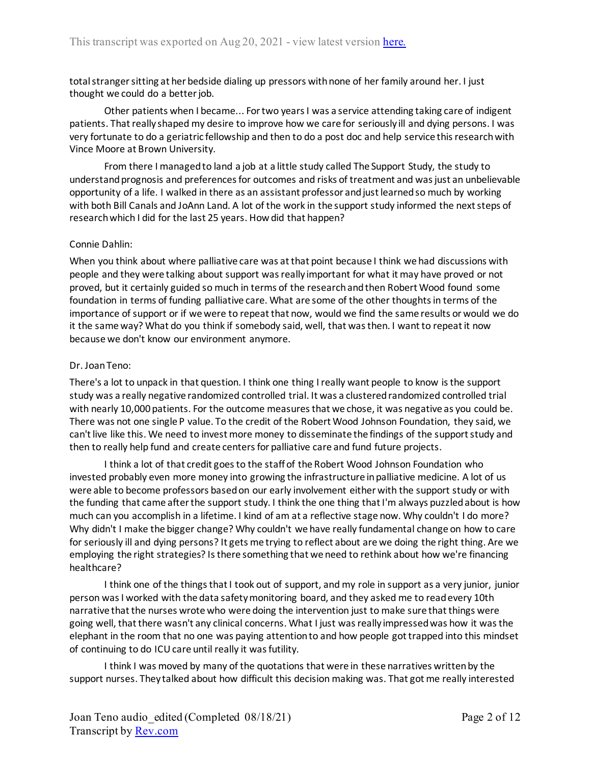total stranger sitting at her bedside dialing up pressors with none of her family around her. I just thought we could do a better job.

Other patients when I became... For two years I was a service attending taking care of indigent patients. That really shaped my desire to improve how we care for seriously ill and dying persons. I was very fortunate to do a geriatric fellowship and then to do a post doc and help service this research with Vince Moore at Brown University.

From there I managed to land a job at a little study called The Support Study, the study to understand prognosis and preferences for outcomes and risks of treatment and was just an unbelievable opportunity of a life. I walked in there as an assistant professor and just learned so much by working with both Bill Canals and JoAnn Land. A lot of the work in the support study informed the next steps of research which I did for the last 25 years. How did that happen?

Connie Dahlin:

When you think about where palliative care was at that point because I think we had discussions with people and they were talking about support was really important for what it may have proved or not proved, but it certainly guided so much in terms of the research and then Robert Wood found some foundation in terms of funding palliative care. What are some of the other thoughts in terms of the importance of support or if we were to repeat that now, would we find the same results or would we do it the same way? What do you think if somebody said, well, that was then. I want to repeat it now because we don't know our environment anymore.

Dr. Joan Teno:

There's a lot to unpack in that question. I think one thing I really want people to know is the support study was a really negative randomized controlled trial. It was a clustered randomized controlled trial with nearly 10,000 patients. For the outcome measures that we chose, it was negative as you could be. There was not one single P value. To the credit of the Robert Wood Johnson Foundation, they said, we can't live like this. We need to invest more money to disseminate the findings of the support study and then to really help fund and create centers for palliative care and fund future projects.

I think a lot of that credit goes to the staff of the Robert Wood Johnson Foundation who invested probably even more money into growing the infrastructure in palliative medicine. A lot of us were able to become professors based on our early involvement either with the support study or with the funding that came after the support study. I think the one thing that I'm always puzzled about is how much can you accomplish in a lifetime. I kind of am at a reflective stage now. Why couldn't I do more? Why didn't I make the bigger change? Why couldn't we have really fundamental change on how to care for seriously ill and dying persons? It gets me trying to reflect about are we doing the right thing. Are we employing the right strategies? Is there something that we need to rethink about how we're financing healthcare?

I think one of the things that I took out of support, and my role in support as a very junior, junior person was I worked with the data safety monitoring board, and they asked me to read every 10th narrative that the nurses wrote who were doing the intervention just to make sure that things were going well, that there wasn't any clinical concerns. What I just was really impressed was how it was the elephant in the room that no one was paying attention to and how people got trapped into this mindset of continuing to do ICU care until really it was futility.

I think I was moved by many of the quotations that were in these narratives written by the support nurses. They talked about how difficult this decision making was. That got me really interested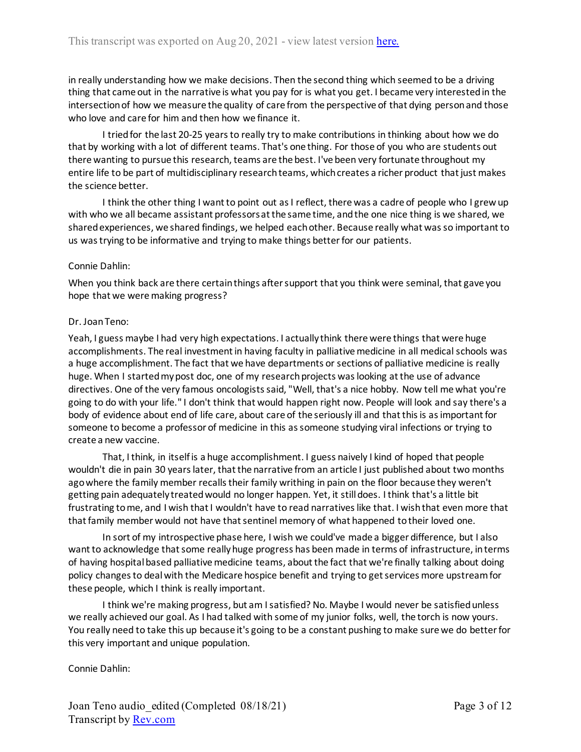in really understanding how we make decisions. Then the second thing which seemed to be a driving thing that came out in the narrative is what you pay for is what you get. I became very interested in the intersection of how we measure the quality of care from the perspective of that dying person and those who love and care for him and then how we finance it.

I tried for the last 20-25 years to really try to make contributions in thinking about how we do that by working with a lot of different teams. That's one thing. For those of you who are students out there wanting to pursue this research, teams are the best. I've been very fortunate throughout my entire life to be part of multidisciplinary research teams, which creates a richer product that just makes the science better.

I think the other thing I want to point out as I reflect, there was a cadre of people who I grew up with who we all became assistant professors at the same time, and the one nice thing is we shared, we shared experiences, we shared findings, we helped each other. Because really what was so important to us was trying to be informative and trying to make things better for our patients.

Connie Dahlin:

When you think back are there certain things after support that you think were seminal, that gave you hope that we were making progress?

Dr. Joan Teno:

Yeah, I guess maybe I had very high expectations. I actually think there were things that were huge accomplishments. The real investment in having faculty in palliative medicine in all medical schools was a huge accomplishment. The fact that we have departments or sections of palliative medicine is really huge. When I started my post doc, one of my research projects was looking at the use of advance directives. One of the very famous oncologists said, "Well, that's a nice hobby. Now tell me what you're going to do with your life." I don't think that would happen right now. People will look and say there's a body of evidence about end of life care, about care of the seriously ill and that this is as important for someone to become a professor of medicine in this as someone studying viral infections or trying to create a new vaccine.

That, I think, in itself is a huge accomplishment. I guess naively I kind of hoped that people wouldn't die in pain 30 years later, that the narrative from an article I just published about two months ago where the family member recalls their family writhing in pain on the floor because they weren't getting pain adequately treated would no longer happen. Yet, it still does. I think that's a little bit frustrating to me, and I wish that I wouldn't have to read narratives like that. I wish that even more that that family member would not have that sentinel memory of what happened to their loved one.

In sort of my introspective phase here, I wish we could've made a bigger difference, but I also want to acknowledge that some really huge progress has been made in terms of infrastructure, in terms of having hospital based palliative medicine teams, about the fact that we're finally talking about doing policy changes to deal with the Medicare hospice benefit and trying to get services more upstream for these people, which I think is really important.

I think we're making progress, but am I satisfied? No. Maybe I would never be satisfied unless we really achieved our goal. As I had talked with some of my junior folks, well, the torch is now yours. You really need to take this up because it's going to be a constant pushing to make sure we do better for this very important and unique population.

Connie Dahlin: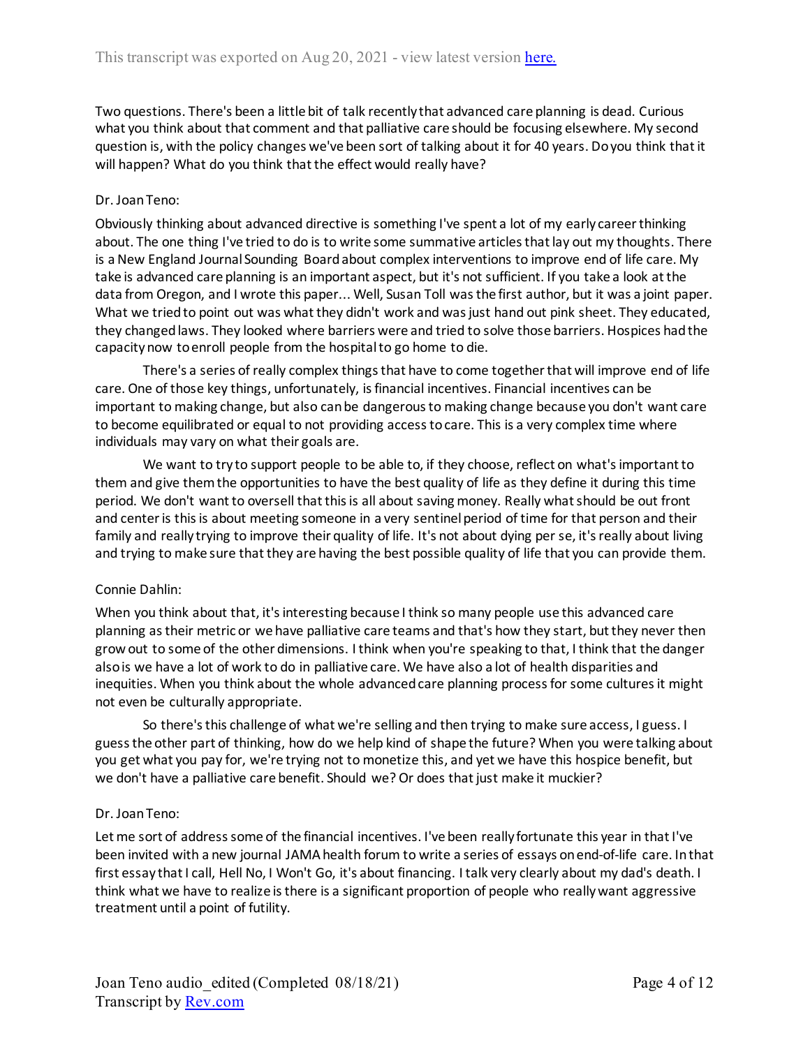Two questions. There's been a little bit of talk recently that advanced care planning is dead. Curious what you think about that comment and that palliative care should be focusing elsewhere. My second question is, with the policy changes we've been sort of talking about it for 40 years. Do you think that it will happen? What do you think that the effect would really have?

Dr. Joan Teno:

Obviously thinking about advanced directive is something I've spent a lot of my early career thinking about. The one thing I've tried to do is to write some summative articles that lay out my thoughts. There is a New England Journal Sounding Board about complex interventions to improve end of life care. My take is advanced care planning is an important aspect, but it's not sufficient. If you take a look at the data from Oregon, and I wrote this paper... Well, Susan Toll was the first author, but it was a joint paper. What we tried to point out was what they didn't work and was just hand out pink sheet. They educated, they changed laws. They looked where barriers were and tried to solve those barriers. Hospices had the capacity now to enroll people from the hospital to go home to die.

There's a series of really complex things that have to come together that will improve end of life care. One of those key things, unfortunately, is financial incentives. Financial incentives can be important to making change, but also can be dangerous to making change because you don't want care to become equilibrated or equal to not providing access to care. This is a very complex time where individuals may vary on what their goals are.

We want to try to support people to be able to, if they choose, reflect on what's important to them and give them the opportunities to have the best quality of life as they define it during this time period. We don't want to oversell that this is all about saving money. Really what should be out front and center is this is about meeting someone in a very sentinel period of time for that person and their family and really trying to improve their quality of life. It's not about dying per se, it's really about living and trying to make sure that they are having the best possible quality of life that you can provide them.

Connie Dahlin:

When you think about that, it's interesting because I think so many people use this advanced care planning as their metric or we have palliative care teams and that's how they start, but they never then grow out to some of the other dimensions. I think when you're speaking to that, I think that the danger also is we have a lot of work to do in palliative care. We have also a lot of health disparities and inequities. When you think about the whole advanced care planning process for some cultures it might not even be culturally appropriate.

So there's this challenge of what we're selling and then trying to make sure access, I guess. I guess the other part of thinking, how do we help kind of shape the future? When you were talking about you get what you pay for, we're trying not to monetize this, and yet we have this hospice benefit, but we don't have a palliative care benefit. Should we? Or does that just make it muckier?

Dr. Joan Teno:

Let me sort of address some of the financial incentives. I've been really fortunate this year in that I've been invited with a new journal JAMA health forum to write a series of essays on end-of-life care. In that first essay that I call, Hell No, I Won't Go, it's about financing. I talk very clearly about my dad's death. I think what we have to realize is there is a significant proportion of people who really want aggressive treatment until a point of futility.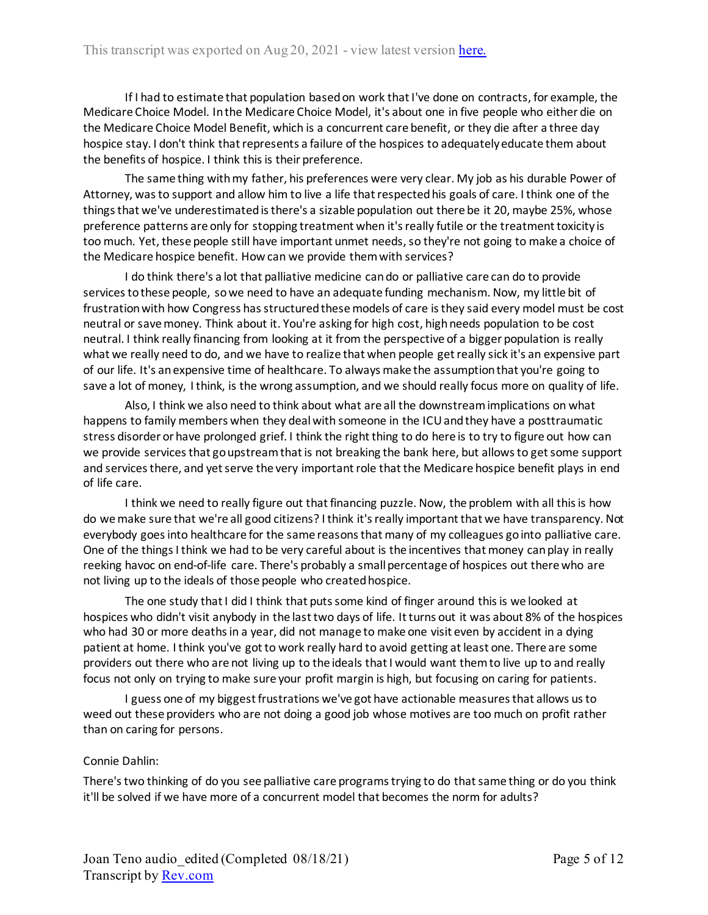If I had to estimate that population based on work that I've done on contracts, for example, the Medicare Choice Model. In the Medicare Choice Model, it's about one in five people who either die on the Medicare Choice Model Benefit, which is a concurrent care benefit, or they die after a three day hospice stay. I don't think that represents a failure of the hospices to adequately educate them about the benefits of hospice. I think this is their preference.

The same thing with my father, his preferences were very clear. My job as his durable Power of Attorney, was to support and allow him to live a life that respected his goals of care. I think one of the things that we've underestimated is there's a sizable population out there be it 20, maybe 25%, whose preference patterns are only for stopping treatment when it's really futile or the treatment toxicity is too much. Yet, these people still have important unmet needs, so they're not going to make a choice of the Medicare hospice benefit. How can we provide them with services?

I do think there's a lot that palliative medicine can do or palliative care can do to provide services to these people, so we need to have an adequate funding mechanism. Now, my little bit of frustration with how Congress has structured these models of care is they said every model must be cost neutral or save money. Think about it. You're asking for high cost, high needs population to be cost neutral. I think really financing from looking at it from the perspective of a bigger population is really what we really need to do, and we have to realize that when people get really sick it's an expensive part of our life. It's an expensive time of healthcare. To always make the assumption that you're going to save a lot of money, I think, is the wrong assumption, and we should really focus more on quality of life.

Also, I think we also need to think about what are all the downstream implications on what happens to family members when they deal with someone in the ICU and they have a posttraumatic stress disorder or have prolonged grief. I think the right thing to do here is to try to figure out how can we provide services that go upstream that is not breaking the bank here, but allows to get some support and services there, and yet serve the very important role that the Medicare hospice benefit plays in end of life care.

I think we need to really figure out that financing puzzle. Now, the problem with all this is how do we make sure that we're all good citizens? I think it's really important that we have transparency. Not everybody goes into healthcare for the same reasons that many of my colleagues go into palliative care. One of the things I think we had to be very careful about is the incentives that money can play in really reeking havoc on end-of-life care. There's probably a small percentage of hospices out there who are not living up to the ideals of those people who created hospice.

The one study that I did I think that puts some kind of finger around this is we looked at hospices who didn't visit anybody in the last two days of life. It turns out it was about 8% of the hospices who had 30 or more deaths in a year, did not manage to make one visit even by accident in a dying patient at home. I think you've got to work really hard to avoid getting at least one. There are some providers out there who are not living up to the ideals that I would want them to live up to and really focus not only on trying to make sure your profit margin is high, but focusing on caring for patients.

I guess one of my biggest frustrations we've got have actionable measures that allows us to weed out these providers who are not doing a good job whose motives are too much on profit rather than on caring for persons.

Connie Dahlin:

There's two thinking of do you see palliative care programs trying to do that same thing or do you think it'll be solved if we have more of a concurrent model that becomes the norm for adults?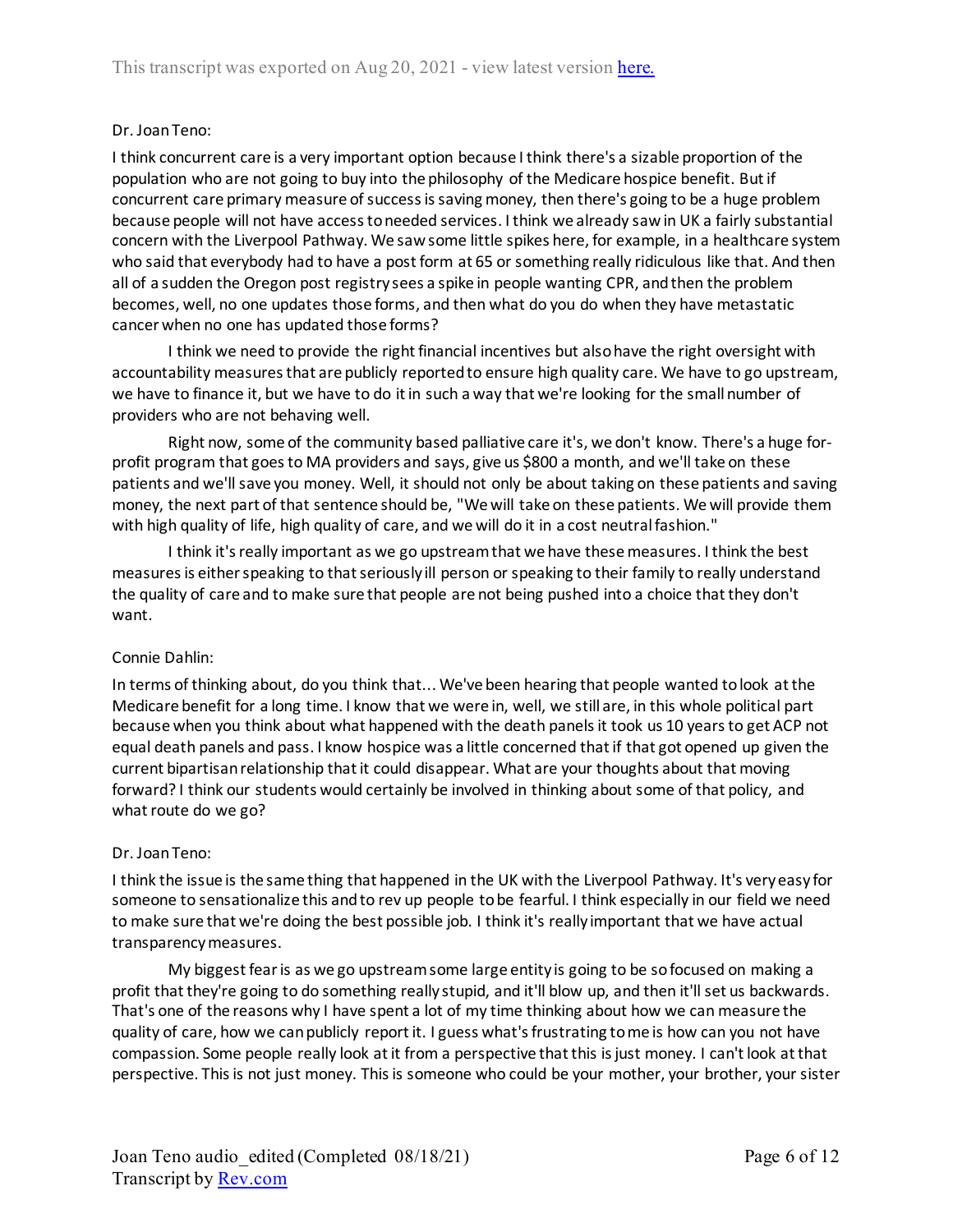Dr. Joan Teno:

I think concurrent care is a very important option because I think there's a sizable proportion of the population who are not going to buy into the philosophy of the Medicare hospice benefit. But if concurrent care primary measure of success is saving money, then there's going to be a huge problem because people will not have access to needed services. I think we already saw in UK a fairly substantial concern with the Liverpool Pathway. We saw some little spikes here, for example, in a healthcare system who said that everybody had to have a post form at 65 or something really ridiculous like that. And then all of a sudden the Oregon post registry sees a spike in people wanting CPR, and then the problem becomes, well, no one updates those forms, and then what do you do when they have metastatic cancer when no one has updated those forms?

I think we need to provide the right financial incentives but also have the right oversight with accountability measures that are publicly reported to ensure high quality care. We have to go upstream, we have to finance it, but we have to do it in such a way that we're looking for the small number of providers who are not behaving well.

Right now, some of the community based palliative care it's, we don't know. There's a huge for-profit program that goes to MA providers and says, give us $800 a month, and we'll take on these patients and we'll save you money. Well, it should not only be about taking on these patients and saving money, the next part of that sentence should be, "We will take on these patients. We will provide them with high quality of life, high quality of care, and we will do it in a cost neutral fashion."

I think it's really important as we go upstream that we have these measures. I think the best measures is either speaking to that seriously ill person or speaking to their family to really understand the quality of care and to make sure that people are not being pushed into a choice that they don't want.

Connie Dahlin:

In terms of thinking about, do you think that... We've been hearing that people wanted to look at the Medicare benefit for a long time. I know that we were in, well, we still are, in this whole political part because when you think about what happened with the death panels it took us 10 years to get ACP not equal death panels and pass. I know hospice was a little concerned that if that got opened up given the current bipartisan relationship that it could disappear. What are your thoughts about that moving forward? I think our students would certainly be involved in thinking about some of that policy, and what route do we go?

Dr. Joan Teno:

I think the issue is the same thing that happened in the UK with the Liverpool Pathway. It's very easy for someone to sensationalize this and to rev up people to be fearful. I think especially in our field we need to make sure that we're doing the best possible job. I think it's really important that we have actual transparency measures.

My biggest fear is as we go upstream some large entity is going to be so focused on making a profit that they're going to do something really stupid, and it'll blow up, and then it'll set us backwards. That's one of the reasons why I have spent a lot of my time thinking about how we can measure the quality of care, how we can publicly report it. I guess what's frustrating to me is how can you not have compassion. Some people really look at it from a perspective that this is just money. I can't look at that perspective. This is not just money. This is someone who could be your mother, your brother, your sister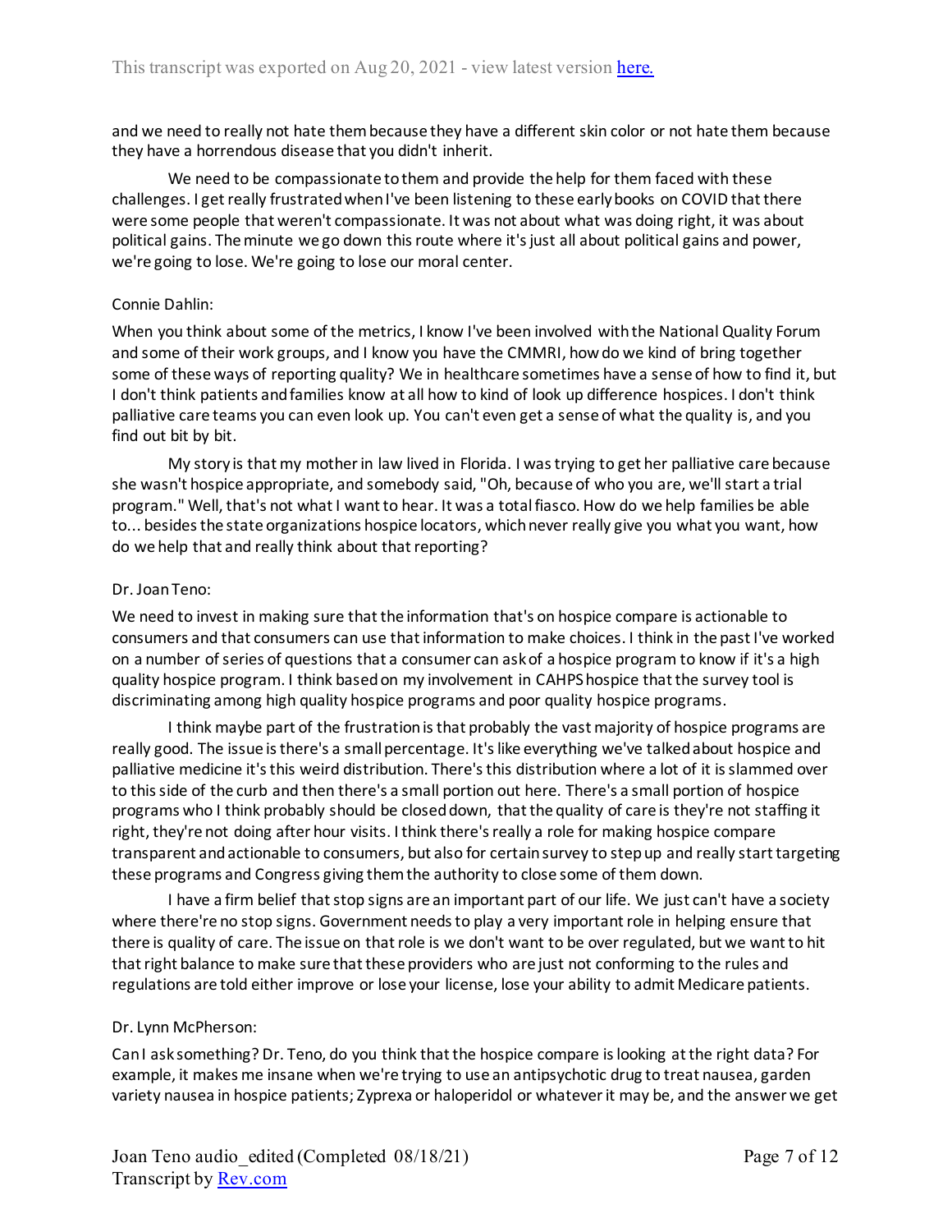and we need to really not hate them because they have a different skin color or not hate them because they have a horrendous disease that you didn't inherit.

We need to be compassionate to them and provide the help for them faced with these challenges. I get really frustrated when I've been listening to these early books on COVID that there were some people that weren't compassionate. It was not about what was doing right, it was about political gains. The minute we go down this route where it's just all about political gains and power, we're going to lose. We're going to lose our moral center.

Connie Dahlin:

When you think about some of the metrics, I know I've been involved with the National Quality Forum and some of their work groups, and I know you have the CMMRI, how do we kind of bring together some of these ways of reporting quality? We in healthcare sometimes have a sense of how to find it, but I don't think patients and families know at all how to kind of look up difference hospices. I don't think palliative care teams you can even look up. You can't even get a sense of what the quality is, and you find out bit by bit.

My story is that my mother in law lived in Florida. I was trying to get her palliative care because she wasn't hospice appropriate, and somebody said, "Oh, because of who you are, we'll start a trial program." Well, that's not what I want to hear. It was a total fiasco. How do we help families be able to... besides the state organizations hospice locators, which never really give you what you want, how do we help that and really think about that reporting?

Dr. Joan Teno:

We need to invest in making sure that the information that's on hospice compare is actionable to consumers and that consumers can use that information to make choices. I think in the past I've worked on a number of series of questions that a consumer can ask of a hospice program to know if it's a high quality hospice program. I think based on my involvement in CAHPS hospice that the survey tool is discriminating among high quality hospice programs and poor quality hospice programs.

I think maybe part of the frustration is that probably the vast majority of hospice programs are really good. The issue is there's a small percentage. It's like everything we've talked about hospice and palliative medicine it's this weird distribution. There's this distribution where a lot of it is slammed over to this side of the curb and then there's a small portion out here. There's a small portion of hospice programs who I think probably should be closed down, that the quality of care is they're not staffing it right, they're not doing after hour visits. I think there's really a role for making hospice compare transparent and actionable to consumers, but also for certain survey to step up and really start targeting these programs and Congress giving them the authority to close some of them down.

I have a firm belief that stop signs are an important part of our life. We just can't have a society where there're no stop signs. Government needs to play a very important role in helping ensure that there is quality of care. The issue on that role is we don't want to be over regulated, but we want to hit that right balance to make sure that these providers who are just not conforming to the rules and regulations are told either improve or lose your license, lose your ability to admit Medicare patients.

Dr. Lynn McPherson:

Can I ask something? Dr. Teno, do you think that the hospice compare is looking at the right data? For example, it makes me insane when we're trying to use an antipsychotic drug to treat nausea, garden variety nausea in hospice patients; Zyprexa or haloperidol or whatever it may be, and the answer we get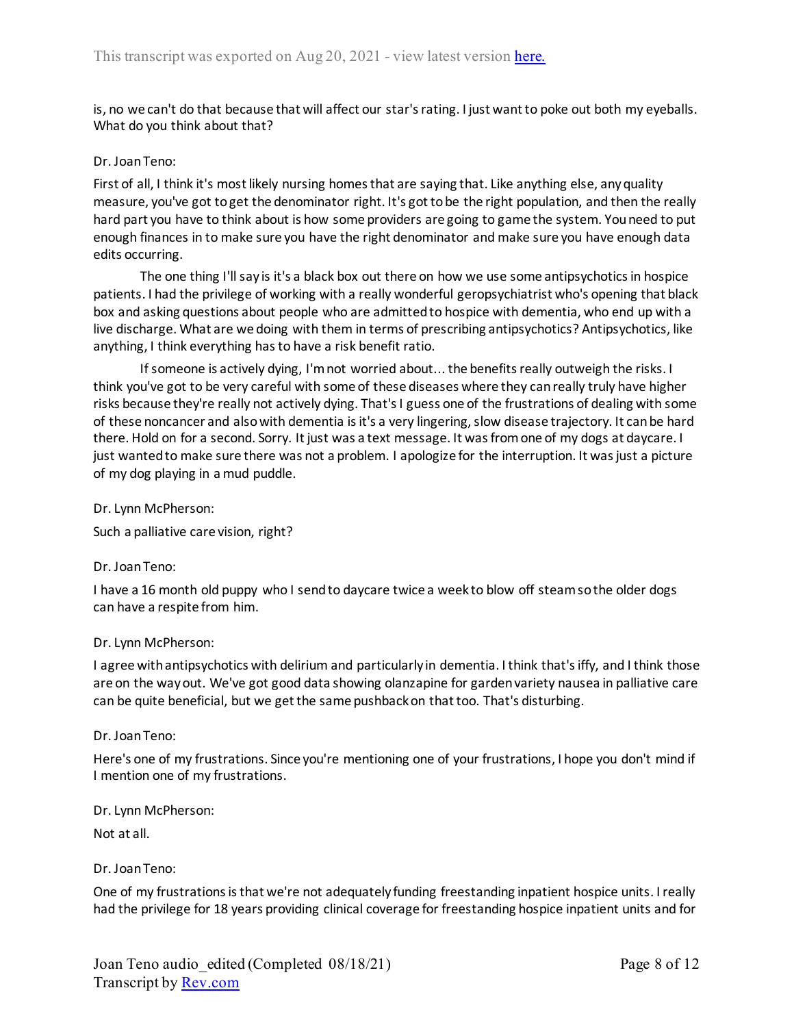is, no we can't do that because that will affect our star's rating. I just want to poke out both my eyeballs. What do you think about that?

Dr. Joan Teno:

First of all, I think it's most likely nursing homes that are saying that. Like anything else, any quality measure, you've got to get the denominator right. It's got to be the right population, and then the really hard part you have to think about is how some providers are going to game the system. You need to put enough finances in to make sure you have the right denominator and make sure you have enough data edits occurring.

The one thing I'll say is it's a black box out there on how we use some antipsychotics in hospice patients. I had the privilege of working with a really wonderful geropsychiatrist who's opening that black box and asking questions about people who are admitted to hospice with dementia, who end up with a live discharge. What are we doing with them in terms of prescribing antipsychotics? Antipsychotics, like anything, I think everything has to have a risk benefit ratio.

If someone is actively dying, I'm not worried about... the benefits really outweigh the risks. I think you've got to be very careful with some of these diseases where they can really truly have higher risks because they're really not actively dying. That's I guess one of the frustrations of dealing with some of these noncancer and also with dementia is it's a very lingering, slow disease trajectory. It can be hard there. Hold on for a second. Sorry. It just was a text message. It was from one of my dogs at daycare. I just wanted to make sure there was not a problem. I apologize for the interruption. It was just a picture of my dog playing in a mud puddle.

Dr. Lynn McPherson:

Such a palliative care vision, right?

Dr. Joan Teno:

I have a 16 month old puppy who I send to daycare twice a week to blow off steam so the older dogs can have a respite from him.

Dr. Lynn McPherson:

I agree with antipsychotics with delirium and particularly in dementia. I think that's iffy, and I think those are on the way out. We've got good data showing olanzapine for garden variety nausea in palliative care can be quite beneficial, but we get the same pushback on that too. That's disturbing.

Dr. Joan Teno:

Here's one of my frustrations. Since you're mentioning one of your frustrations, I hope you don't mind if I mention one of my frustrations.

Dr. Lynn McPherson:

Not at all.

Dr. Joan Teno:

One of my frustrations is that we're not adequately funding freestanding inpatient hospice units. I really had the privilege for 18 years providing clinical coverage for freestanding hospice inpatient units and for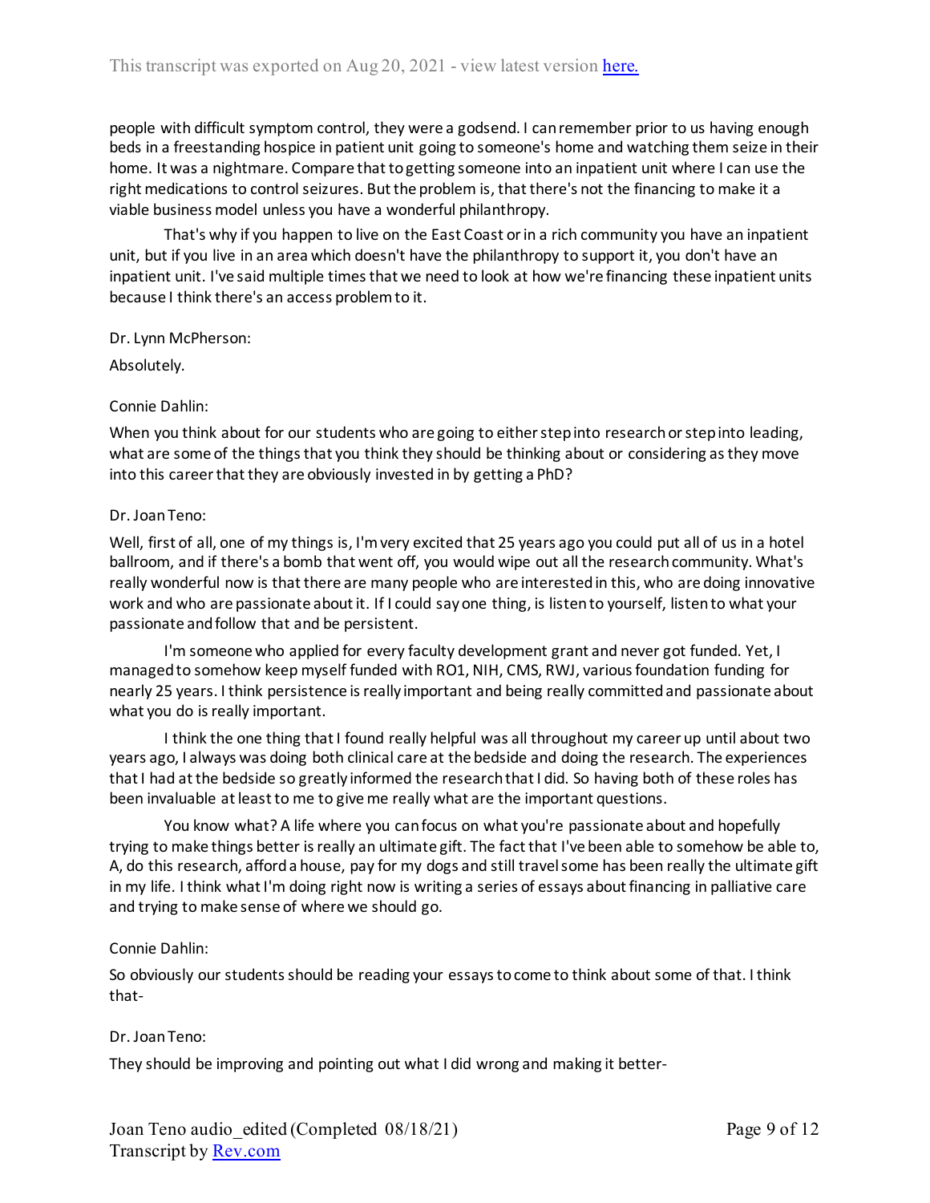people with difficult symptom control, they were a godsend. I can remember prior to us having enough beds in a freestanding hospice in patient unit going to someone's home and watching them seize in their home. It was a nightmare. Compare that to getting someone into an inpatient unit where I can use the right medications to control seizures. But the problem is, that there's not the financing to make it a viable business model unless you have a wonderful philanthropy.

That's why if you happen to live on the East Coast or in a rich community you have an inpatient unit, but if you live in an area which doesn't have the philanthropy to support it, you don't have an inpatient unit. I've said multiple times that we need to look at how we're financing these inpatient units because I think there's an access problem to it.

Dr. Lynn McPherson:

Absolutely.

Connie Dahlin:

When you think about for our students who are going to either step into research or step into leading, what are some of the things that you think they should be thinking about or considering as they move into this career that they are obviously invested in by getting a PhD?

Dr. Joan Teno:

Well, first of all, one of my things is, I'm very excited that 25 years ago you could put all of us in a hotel ballroom, and if there's a bomb that went off, you would wipe out all the research community. What's really wonderful now is that there are many people who are interested in this, who are doing innovative work and who are passionate about it. If I could say one thing, is listen to yourself, listen to what your passionate and follow that and be persistent.

I'm someone who applied for every faculty development grant and never got funded. Yet, I managed to somehow keep myself funded with RO1, NIH, CMS, RWJ, various foundation funding for nearly 25 years. I think persistence is really important and being really committed and passionate about what you do is really important.

I think the one thing that I found really helpful was all throughout my career up until about two years ago, I always was doing both clinical care at the bedside and doing the research. The experiences that I had at the bedside so greatly informed the research that I did. So having both of these roles has been invaluable at least to me to give me really what are the important questions.

You know what? A life where you can focus on what you're passionate about and hopefully trying to make things better is really an ultimate gift. The fact that I've been able to somehow be able to, A, do this research, afford a house, pay for my dogs and still travel some has been really the ultimate gift in my life. I think what I'm doing right now is writing a series of essays about financing in palliative care and trying to make sense of where we should go.

Connie Dahlin:

So obviously our students should be reading your essays to come to think about some of that. I think that-

Dr. Joan Teno:

They should be improving and pointing out what I did wrong and making it better-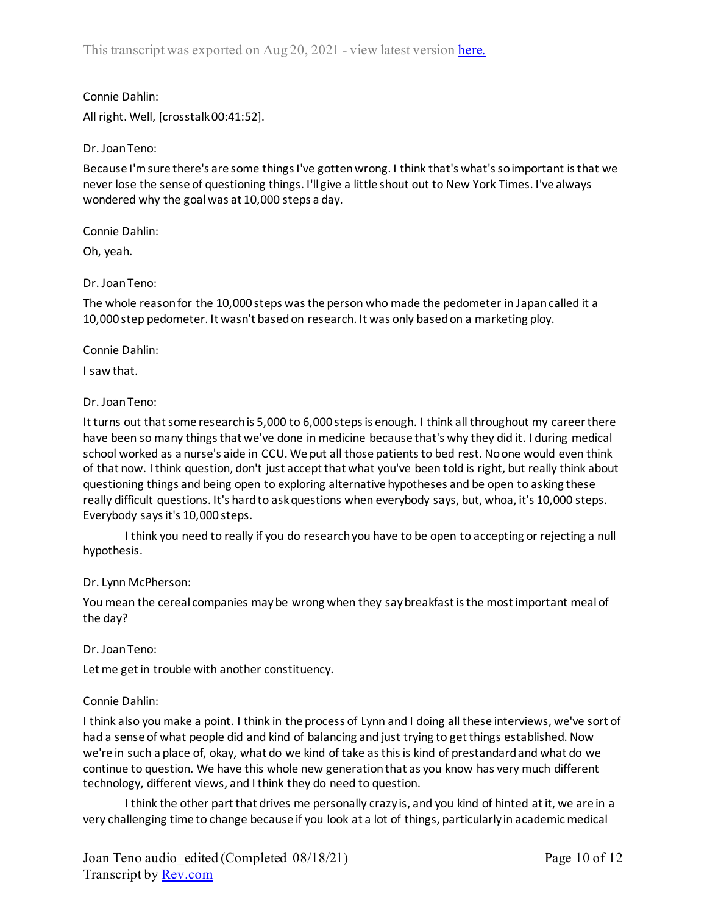Connie Dahlin:

All right. Well, [crosstalk 00:41:52].

Dr. Joan Teno:

Because I'm sure there's are some things I've gotten wrong. I think that's what's so important is that we never lose the sense of questioning things. I'll give a little shout out to New York Times. I've always wondered why the goal was at 10,000 steps a day.

Connie Dahlin:

Oh, yeah.

Dr. Joan Teno:

The whole reason for the 10,000 steps was the person who made the pedometer in Japan called it a 10,000 step pedometer. It wasn't based on research. It was only based on a marketing ploy.

Connie Dahlin:

I saw that.

Dr. Joan Teno:

It turns out that some research is 5,000 to 6,000 steps is enough. I think all throughout my career there have been so many things that we've done in medicine because that's why they did it. I during medical school worked as a nurse's aide in CCU. We put all those patients to bed rest. No one would even think of that now. I think question, don't just accept that what you've been told is right, but really think about questioning things and being open to exploring alternative hypotheses and be open to asking these really difficult questions. It's hard to ask questions when everybody says, but, whoa, it's 10,000 steps. Everybody says it's 10,000 steps.

I think you need to really if you do research you have to be open to accepting or rejecting a null hypothesis.

Dr. Lynn McPherson:

You mean the cereal companies may be wrong when they say breakfast is the most important meal of the day?

Dr. Joan Teno:

Let me get in trouble with another constituency.

Connie Dahlin:

I think also you make a point. I think in the process of Lynn and I doing all these interviews, we've sort of had a sense of what people did and kind of balancing and just trying to get things established. Now we're in such a place of, okay, what do we kind of take as this is kind of prestandard and what do we continue to question. We have this whole new generation that as you know has very much different technology, different views, and I think they do need to question.

I think the other part that drives me personally crazy is, and you kind of hinted at it, we are in a very challenging time to change because if you look at a lot of things, particularly in academic medical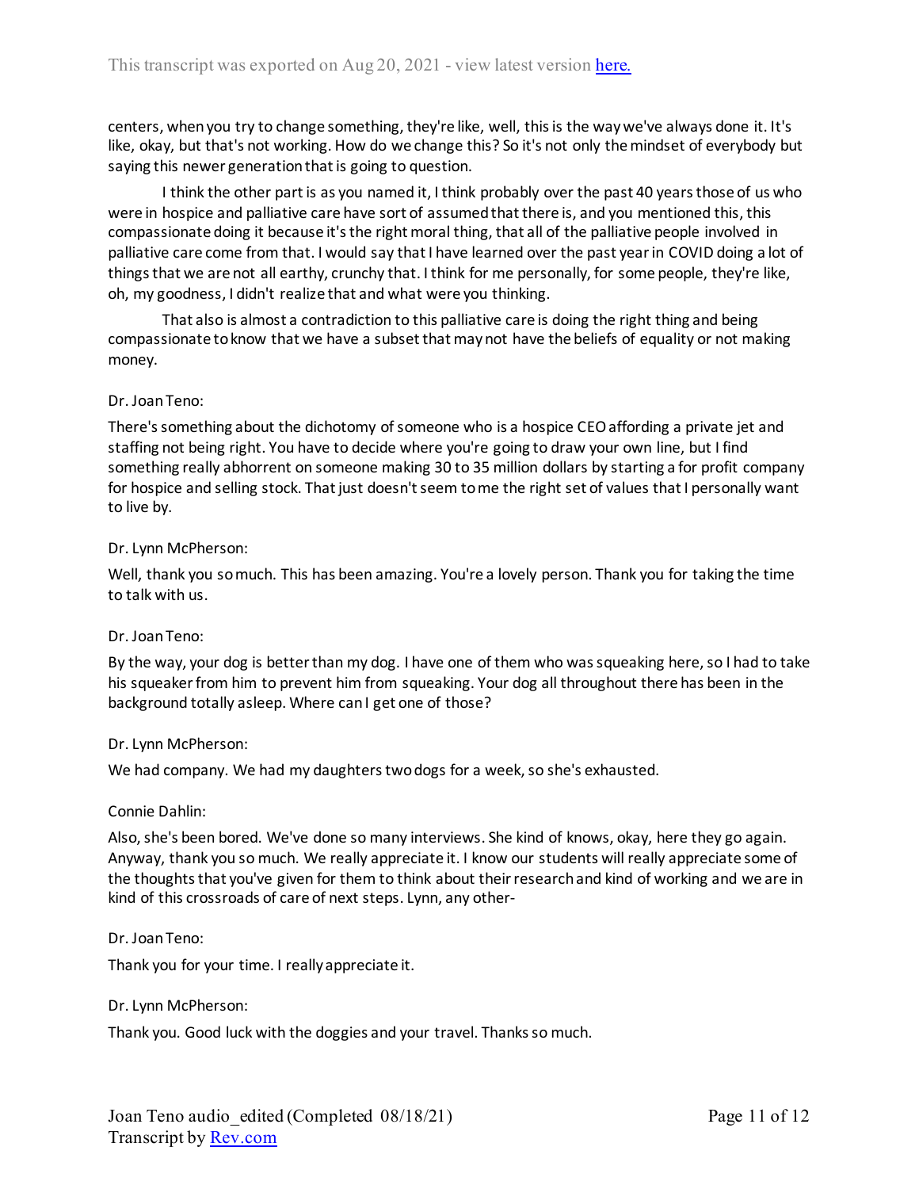centers, when you try to change something, they're like, well, this is the way we've always done it. It's like, okay, but that's not working. How do we change this? So it's not only the mindset of everybody but saying this newer generation that is going to question.

I think the other part is as you named it, I think probably over the past 40 years those of us who were in hospice and palliative care have sort of assumed that there is, and you mentioned this, this compassionate doing it because it's the right moral thing, that all of the palliative people involved in palliative care come from that. I would say that I have learned over the past year in COVID doing a lot of things that we are not all earthy, crunchy that. I think for me personally, for some people, they're like, oh, my goodness, I didn't realize that and what were you thinking.

That also is almost a contradiction to this palliative care is doing the right thing and being compassionate to know that we have a subset that may not have the beliefs of equality or not making money.

Dr. Joan Teno:

There's something about the dichotomy of someone who is a hospice CEO affording a private jet and staffing not being right. You have to decide where you're going to draw your own line, but I find something really abhorrent on someone making 30 to 35 million dollars by starting a for profit company for hospice and selling stock. That just doesn't seem to me the right set of values that I personally want to live by.

Dr. Lynn McPherson:

Well, thank you so much. This has been amazing. You're a lovely person. Thank you for taking the time to talk with us.

Dr. Joan Teno:

By the way, your dog is better than my dog. I have one of them who was squeaking here, so I had to take his squeaker from him to prevent him from squeaking. Your dog all throughout there has been in the background totally asleep. Where can I get one of those?

Dr. Lynn McPherson:

We had company. We had my daughters two dogs for a week, so she's exhausted.

Connie Dahlin:

Also, she's been bored. We've done so many interviews. She kind of knows, okay, here they go again. Anyway, thank you so much. We really appreciate it. I know our students will really appreciate some of the thoughts that you've given for them to think about their research and kind of working and we are in kind of this crossroads of care of next steps. Lynn, any other-

Dr. Joan Teno:

Thank you for your time. I really appreciate it.

Dr. Lynn McPherson:

Thank you. Good luck with the doggies and your travel. Thanks so much.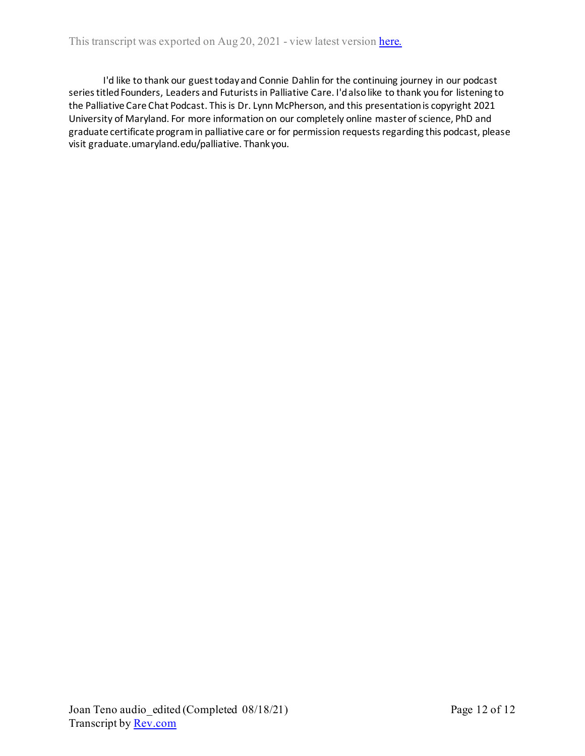I'd like to thank our guest today and Connie Dahlin for the continuing journey in our podcast series titled Founders, Leaders and Futurists in Palliative Care. I'd also like to thank you for listening to the Palliative Care Chat Podcast. This is Dr. Lynn McPherson, and this presentation is copyright 2021 University of Maryland. For more information on our completely online master of science, PhD and graduate certificate program in palliative care or for permission requests regarding this podcast, please visit graduate.umaryland.edu/palliative. Thank you.